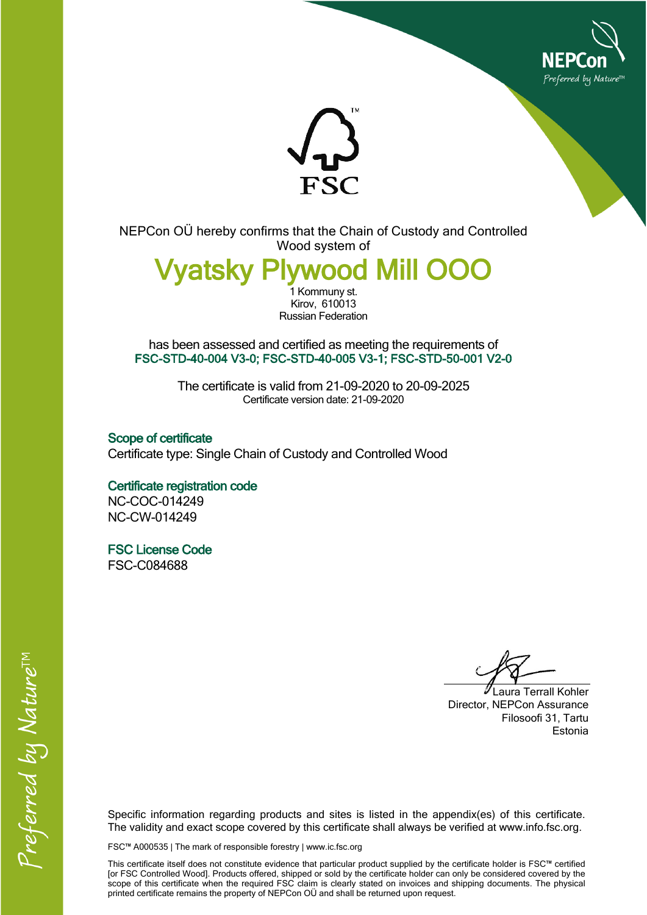NEPCon OÜ hereby confirms that the Chain of Custody and Controlled Wood system of

# Vyatsky Plywood Mill OOO

1 Kommuny st.
Kirov, 610013
Russian Federation

has been assessed and certified as meeting the requirements of
**FSC-STD-40-004 V3-0; FSC-STD-40-005 V3-1; FSC-STD-50-001 V2-0**

The certificate is valid from 21-09-2020 to 20-09-2025
Certificate version date: 21-09-2020

## Scope of certificate

Certificate type: Single Chain of Custody and Controlled Wood

## Certificate registration code

NC-COC-014249
NC-CW-014249

## FSC License Code

FSC-C084688

Laura Terrall Kohler
Director, NEPCon Assurance
Filosoofi 31, Tartu
Estonia

Specific information regarding products and sites is listed in the appendix(es) of this certificate. The validity and exact scope covered by this certificate shall always be verified at www.info.fsc.org.

FSC™ A000535 | The mark of responsible forestry | www.ic.fsc.org

This certificate itself does not constitute evidence that particular product supplied by the certificate holder is FSC™ certified [or FSC Controlled Wood]. Products offered, shipped or sold by the certificate holder can only be considered covered by the scope of this certificate when the required FSC claim is clearly stated on invoices and shipping documents. The physical printed certificate remains the property of NEPCon OÜ and shall be returned upon request.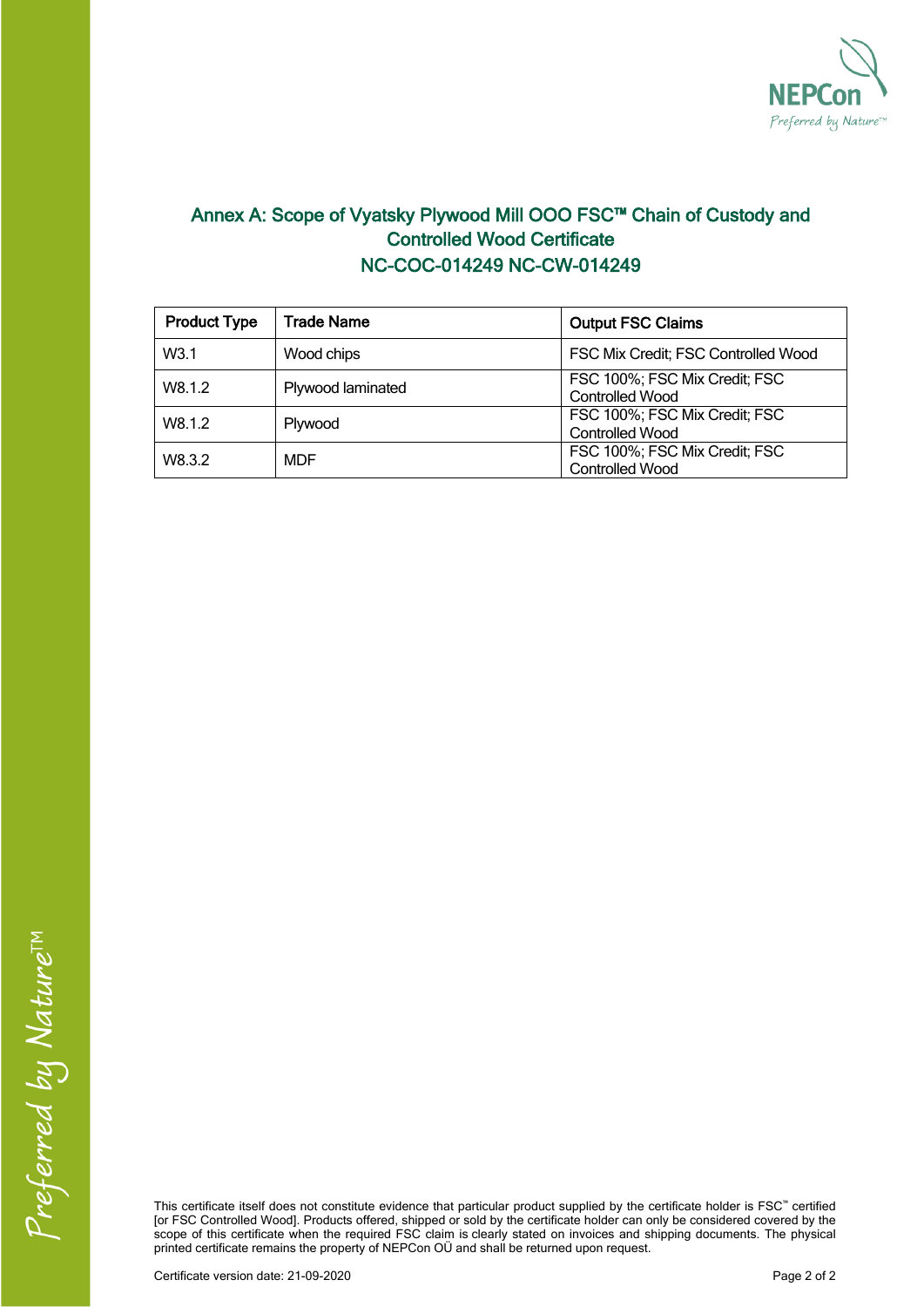## Annex A: Scope of Vyatsky Plywood Mill OOO FSC™ Chain of Custody and Controlled Wood Certificate NC-COC-014249 NC-CW-014249

| Product Type | Trade Name | Output FSC Claims |
|---|---|---|
| W3.1 | Wood chips | FSC Mix Credit; FSC Controlled Wood |
| W8.1.2 | Plywood laminated | FSC 100%; FSC Mix Credit; FSC Controlled Wood |
| W8.1.2 | Plywood | FSC 100%; FSC Mix Credit; FSC Controlled Wood |
| W8.3.2 | MDF | FSC 100%; FSC Mix Credit; FSC Controlled Wood |

This certificate itself does not constitute evidence that particular product supplied by the certificate holder is FSC™ certified [or FSC Controlled Wood]. Products offered, shipped or sold by the certificate holder can only be considered covered by the scope of this certificate when the required FSC claim is clearly stated on invoices and shipping documents. The physical printed certificate remains the property of NEPCon OÜ and shall be returned upon request.

Certificate version date: 21-09-2020